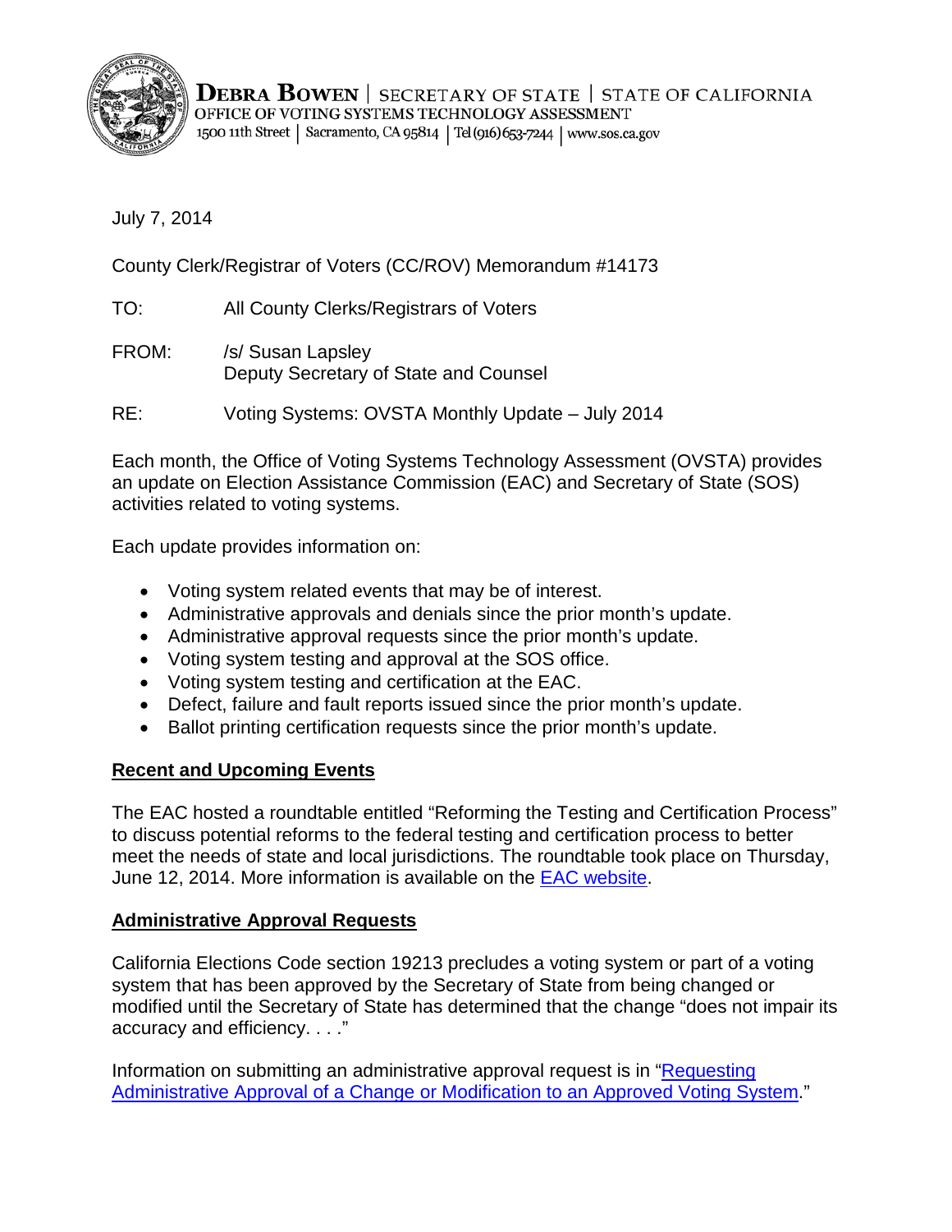DEBRA BOWEN | SECRETARY OF STATE | STATE OF CALIFORNIA
OFFICE OF VOTING SYSTEMS TECHNOLOGY ASSESSMENT
1500 11th Street | Sacramento, CA 95814 | Tel (916) 653-7244 | www.sos.ca.gov

July 7, 2014

County Clerk/Registrar of Voters (CC/ROV) Memorandum #14173

TO: All County Clerks/Registrars of Voters

FROM: /s/ Susan Lapsley
Deputy Secretary of State and Counsel

RE: Voting Systems: OVSTA Monthly Update – July 2014

Each month, the Office of Voting Systems Technology Assessment (OVSTA) provides an update on Election Assistance Commission (EAC) and Secretary of State (SOS) activities related to voting systems.

Each update provides information on:

- Voting system related events that may be of interest.
- Administrative approvals and denials since the prior month's update.
- Administrative approval requests since the prior month's update.
- Voting system testing and approval at the SOS office.
- Voting system testing and certification at the EAC.
- Defect, failure and fault reports issued since the prior month's update.
- Ballot printing certification requests since the prior month's update.

## Recent and Upcoming Events

The EAC hosted a roundtable entitled "Reforming the Testing and Certification Process" to discuss potential reforms to the federal testing and certification process to better meet the needs of state and local jurisdictions. The roundtable took place on Thursday, June 12, 2014. More information is available on the EAC website.

## Administrative Approval Requests

California Elections Code section 19213 precludes a voting system or part of a voting system that has been approved by the Secretary of State from being changed or modified until the Secretary of State has determined that the change "does not impair its accuracy and efficiency. . . ."

Information on submitting an administrative approval request is in "Requesting Administrative Approval of a Change or Modification to an Approved Voting System."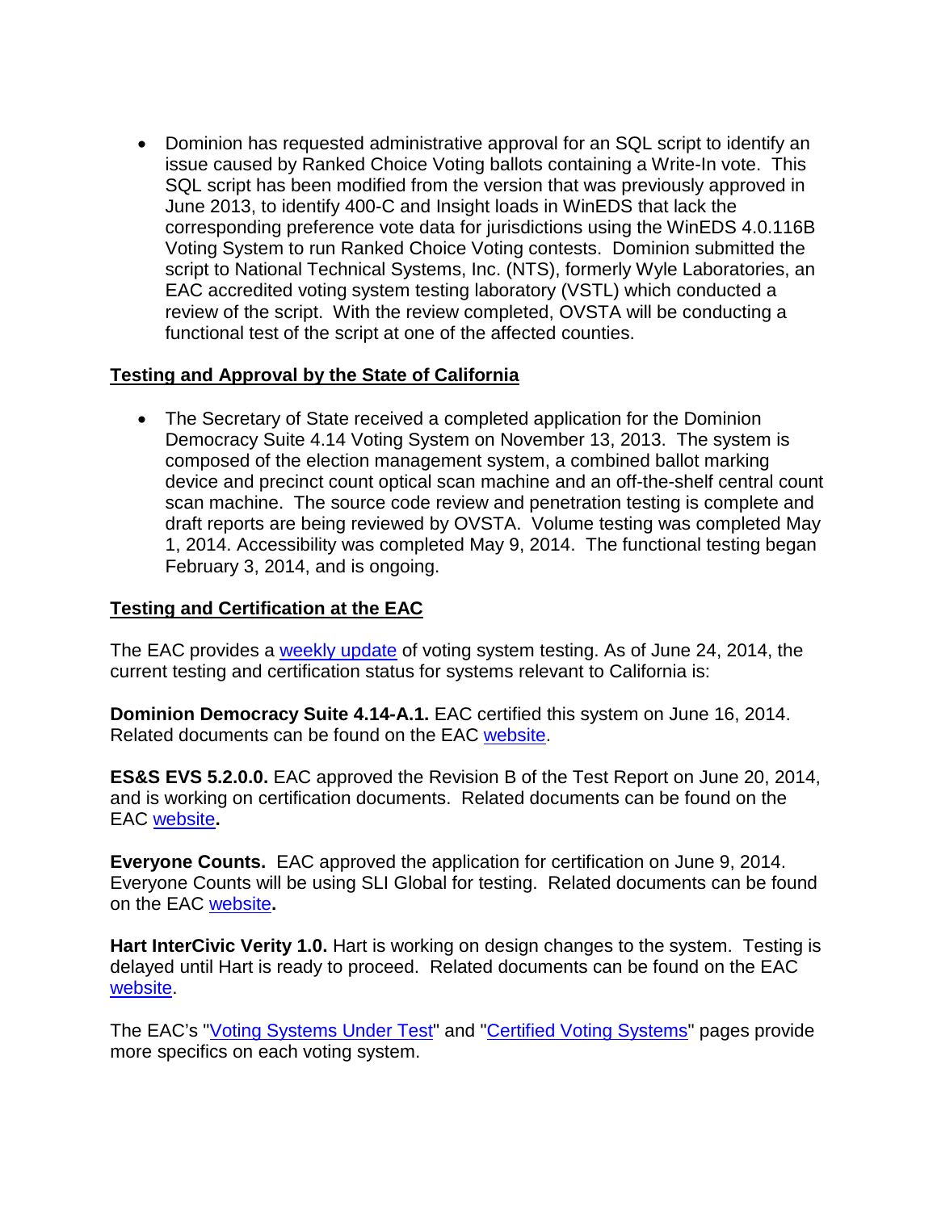- Dominion has requested administrative approval for an SQL script to identify an issue caused by Ranked Choice Voting ballots containing a Write-In vote. This SQL script has been modified from the version that was previously approved in June 2013, to identify 400-C and Insight loads in WinEDS that lack the corresponding preference vote data for jurisdictions using the WinEDS 4.0.116B Voting System to run Ranked Choice Voting contests. Dominion submitted the script to National Technical Systems, Inc. (NTS), formerly Wyle Laboratories, an EAC accredited voting system testing laboratory (VSTL) which conducted a review of the script. With the review completed, OVSTA will be conducting a functional test of the script at one of the affected counties.

**Testing and Approval by the State of California**

- The Secretary of State received a completed application for the Dominion Democracy Suite 4.14 Voting System on November 13, 2013. The system is composed of the election management system, a combined ballot marking device and precinct count optical scan machine and an off-the-shelf central count scan machine. The source code review and penetration testing is complete and draft reports are being reviewed by OVSTA. Volume testing was completed May 1, 2014. Accessibility was completed May 9, 2014. The functional testing began February 3, 2014, and is ongoing.

**Testing and Certification at the EAC**

The EAC provides a weekly update of voting system testing. As of June 24, 2014, the current testing and certification status for systems relevant to California is:

**Dominion Democracy Suite 4.14-A.1.** EAC certified this system on June 16, 2014. Related documents can be found on the EAC website.

**ES&S EVS 5.2.0.0.** EAC approved the Revision B of the Test Report on June 20, 2014, and is working on certification documents. Related documents can be found on the EAC website**.**

**Everyone Counts.** EAC approved the application for certification on June 9, 2014. Everyone Counts will be using SLI Global for testing. Related documents can be found on the EAC website**.**

**Hart InterCivic Verity 1.0.** Hart is working on design changes to the system. Testing is delayed until Hart is ready to proceed. Related documents can be found on the EAC website.

The EAC's "Voting Systems Under Test" and "Certified Voting Systems" pages provide more specifics on each voting system.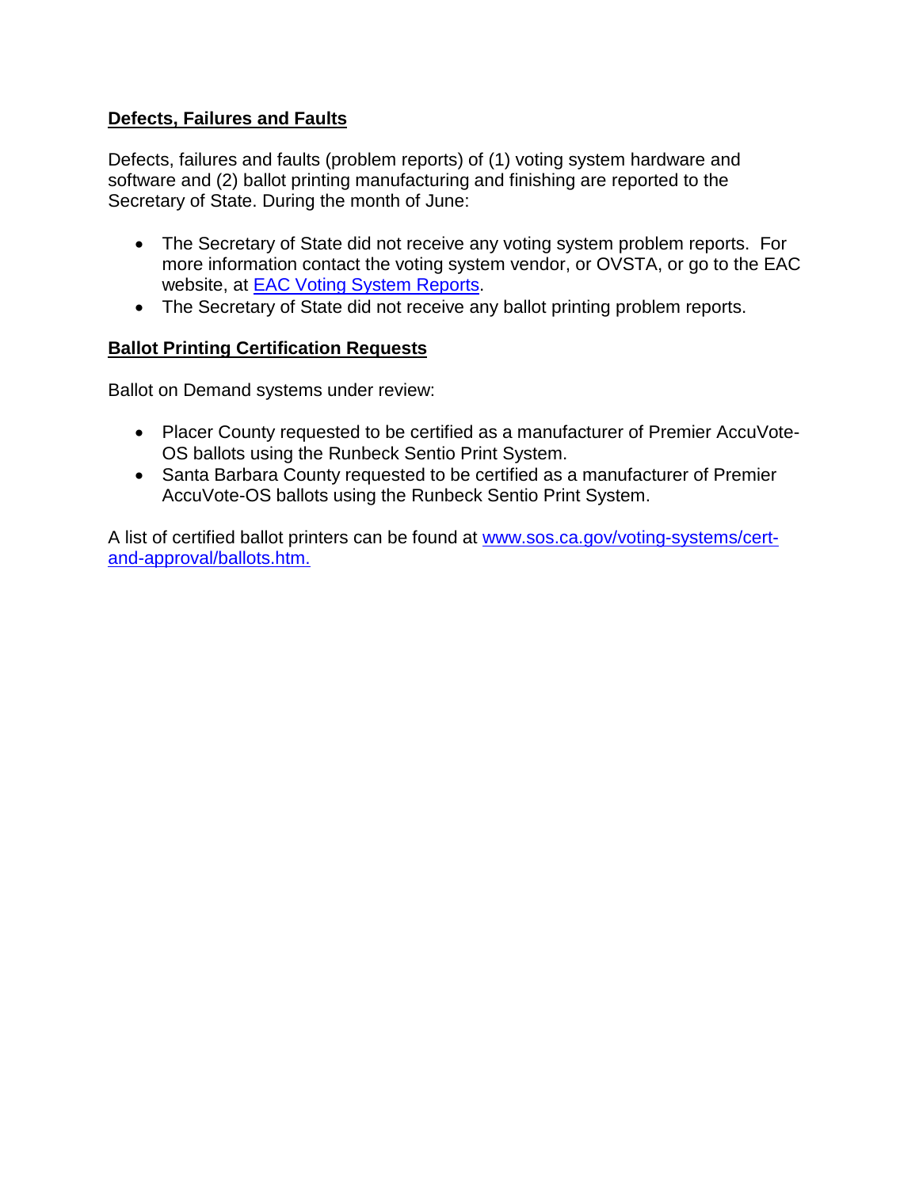**Defects, Failures and Faults**

Defects, failures and faults (problem reports) of (1) voting system hardware and software and (2) ballot printing manufacturing and finishing are reported to the Secretary of State. During the month of June:

- The Secretary of State did not receive any voting system problem reports. For more information contact the voting system vendor, or OVSTA, or go to the EAC website, at [EAC Voting System Reports](EAC Voting System Reports).
- The Secretary of State did not receive any ballot printing problem reports.

**Ballot Printing Certification Requests**

Ballot on Demand systems under review:

- Placer County requested to be certified as a manufacturer of Premier AccuVote-OS ballots using the Runbeck Sentio Print System.
- Santa Barbara County requested to be certified as a manufacturer of Premier AccuVote-OS ballots using the Runbeck Sentio Print System.

A list of certified ballot printers can be found at [www.sos.ca.gov/voting-systems/cert-and-approval/ballots.htm.](www.sos.ca.gov/voting-systems/cert-and-approval/ballots.htm)